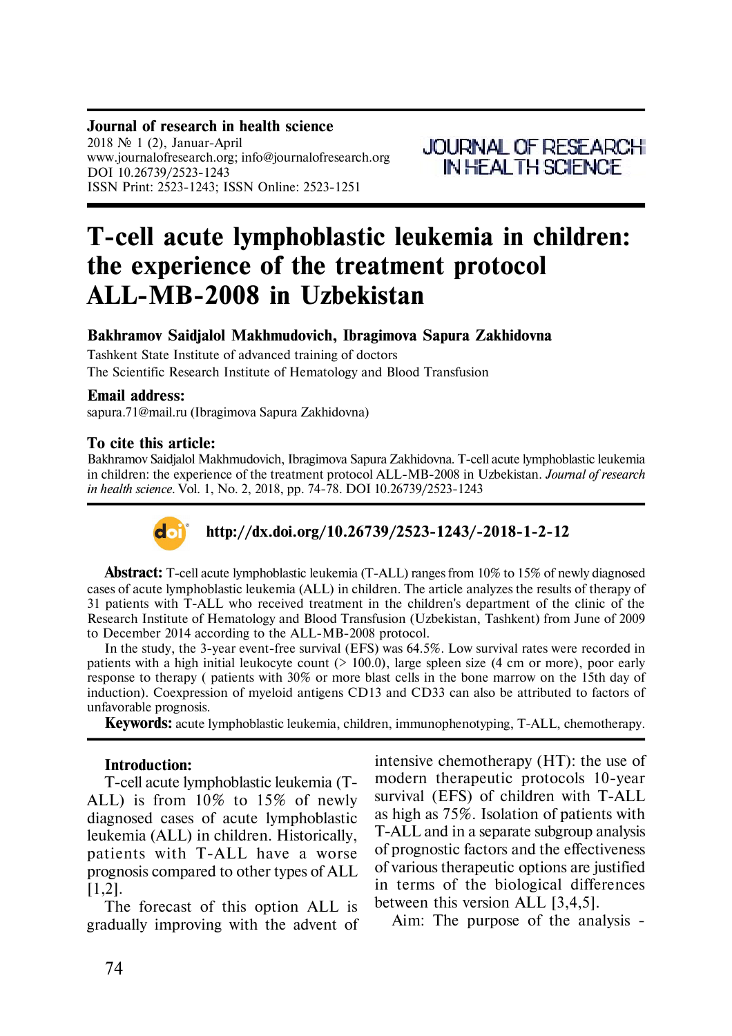**Journal of research in health science**
2018 № 1 (2), Januar-April
www.journalofresearch.org; info@journalofresearch.org
DOI 10.26739/2523-1243
ISSN Print: 2523-1243; ISSN Online: 2523-1251

JOURNAL OF RESEARCH IN HEALTH SCIENCE

# T-cell acute lymphoblastic leukemia in children: the experience of the treatment protocol ALL-MB-2008 in Uzbekistan

**Bakhramov Saidjalol Makhmudovich, Ibragimova Sapura Zakhidovna**

Tashkent State Institute of advanced training of doctors
The Scientific Research Institute of Hematology and Blood Transfusion

**Email address:**
sapura.71@mail.ru (Ibragimova Sapura Zakhidovna)

**To cite this article:**
Bakhramov Saidjalol Makhmudovich, Ibragimova Sapura Zakhidovna. T-cell acute lymphoblastic leukemia in children: the experience of the treatment protocol ALL-MB-2008 in Uzbekistan. *Journal of research in health science*. Vol. 1, No. 2, 2018, pp. 74-78. DOI 10.26739/2523-1243

**http://dx.doi.org/10.26739/2523-1243/-2018-1-2-12**

**Abstract:** T-cell acute lymphoblastic leukemia (T-ALL) ranges from 10% to 15% of newly diagnosed cases of acute lymphoblastic leukemia (ALL) in children. The article analyzes the results of therapy of 31 patients with T-ALL who received treatment in the children's department of the clinic of the Research Institute of Hematology and Blood Transfusion (Uzbekistan, Tashkent) from June of 2009 to December 2014 according to the ALL-MB-2008 protocol.

In the study, the 3-year event-free survival (EFS) was 64.5%. Low survival rates were recorded in patients with a high initial leukocyte count (> 100.0), large spleen size (4 cm or more), poor early response to therapy ( patients with 30% or more blast cells in the bone marrow on the 15th day of induction). Coexpression of myeloid antigens CD13 and CD33 can also be attributed to factors of unfavorable prognosis.

**Keywords:** acute lymphoblastic leukemia, children, immunophenotyping, T-ALL, chemotherapy.

**Introduction:**

T-cell acute lymphoblastic leukemia (T-ALL) is from 10% to 15% of newly diagnosed cases of acute lymphoblastic leukemia (ALL) in children. Historically, patients with T-ALL have a worse prognosis compared to other types of ALL [1,2].

The forecast of this option ALL is gradually improving with the advent of intensive chemotherapy (HT): the use of modern therapeutic protocols 10-year survival (EFS) of children with T-ALL as high as 75%. Isolation of patients with T-ALL and in a separate subgroup analysis of prognostic factors and the effectiveness of various therapeutic options are justified in terms of the biological differences between this version ALL [3,4,5].

Aim: The purpose of the analysis -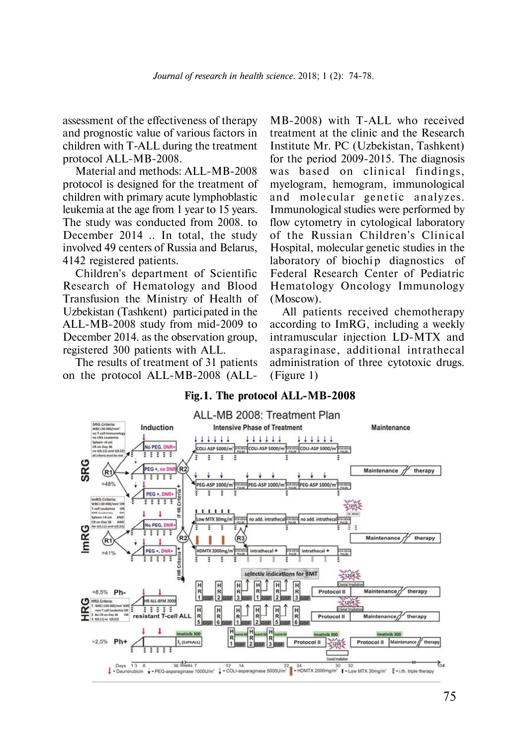assessment of the effectiveness of therapy and prognostic value of various factors in children with T-ALL during the treatment protocol ALL-MB-2008.

Material and methods: ALL-MB-2008 protocol is designed for the treatment of children with primary acute lymphoblastic leukemia at the age from 1 year to 15 years. The study was conducted from 2008. to December 2014 .. In total, the study involved 49 centers of Russia and Belarus, 4142 registered patients.

Children's department of Scientific Research of Hematology and Blood Transfusion the Ministry of Health of Uzbekistan (Tashkent) participated in the ALL-MB-2008 study from mid-2009 to December 2014. as the observation group, registered 300 patients with ALL.

The results of treatment of 31 patients on the protocol ALL-MB-2008 (ALL-MB-2008) with T-ALL who received treatment at the clinic and the Research Institute Mr. PC (Uzbekistan, Tashkent) for the period 2009-2015. The diagnosis was based on clinical findings, myelogram, hemogram, immunological and molecular genetic analyzes. Immunological studies were performed by flow cytometry in cytological laboratory of the Russian Children's Clinical Hospital, molecular genetic studies in the laboratory of biochip diagnostics of Federal Research Center of Pediatric Hematology Oncology Immunology (Moscow).

All patients received chemotherapy according to ImRG, including a weekly intramuscular injection LD-MTX and asparaginase, additional intrathecal administration of three cytotoxic drugs. (Figure 1)

**Fig.1. The protocol ALL-MB-2008**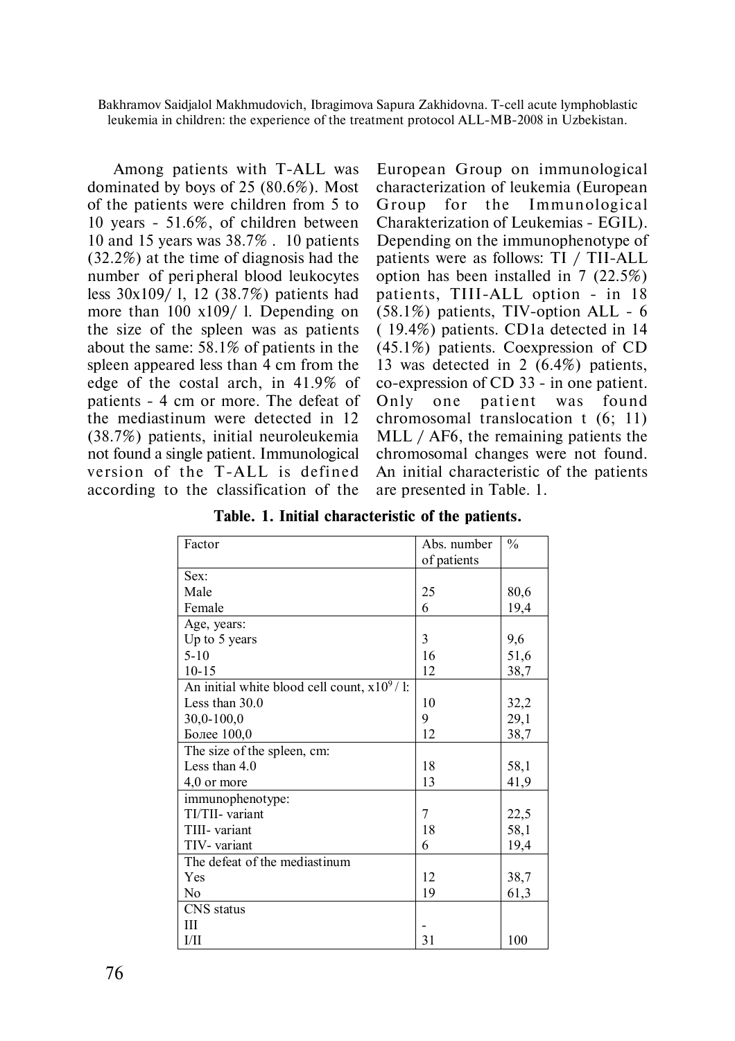Among patients with T-ALL was dominated by boys of 25 (80.6%). Most of the patients were children from 5 to 10 years - 51.6%, of children between 10 and 15 years was 38.7% . 10 patients (32.2%) at the time of diagnosis had the number of peri pheral blood leukocytes less 30x109/ l, 12 (38.7%) patients had more than 100 x109/ l. Depending on the size of the spleen was as patients about the same: 58.1% of patients in the spleen appeared less than 4 cm from the edge of the costal arch, in 41.9% of patients - 4 cm or more. The defeat of the mediastinum were detected in 12 (38.7%) patients, initial neuroleukemia not found a single patient. Immunological version of the T-ALL is defined according to the classification of the European Group on immunological characterization of leukemia (European Group for the Immunological Charakterization of Leukemias - EGIL). Depending on the immunophenotype of patients were as follows: TI / TII-ALL option has been installed in 7 (22.5%) patients, TIII-ALL option - in 18 (58.1%) patients, TIV-option ALL - 6 ( 19.4%) patients. CD1a detected in 14 (45.1%) patients. Coexpression of CD 13 was detected in 2 (6.4%) patients, co-expression of CD 33 - in one patient. Only one patient was found chromosomal translocation t (6; 11) MLL / AF6, the remaining patients the chromosomal changes were not found. An initial characteristic of the patients are presented in Table. 1.

**Table. 1. Initial characteristic of the patients.**

| Factor | Abs. number of patients | % |
|---|---|---|
| Sex: | | |
| Male | 25 | 80,6 |
| Female | 6 | 19,4 |
| Age, years: | | |
| Up to 5 years | 3 | 9,6 |
| 5-10 | 16 | 51,6 |
| 10-15 | 12 | 38,7 |
| An initial white blood cell count, $x10^9$ / l: | | |
| Less than 30.0 | 10 | 32,2 |
| 30,0-100,0 | 9 | 29,1 |
| Более 100,0 | 12 | 38,7 |
| The size of the spleen, cm: | | |
| Less than 4.0 | 18 | 58,1 |
| 4,0 or more | 13 | 41,9 |
| immunophenotype: | | |
| TI/TII- variant | 7 | 22,5 |
| TIII- variant | 18 | 58,1 |
| TIV- variant | 6 | 19,4 |
| The defeat of the mediastinum | | |
| Yes | 12 | 38,7 |
| No | 19 | 61,3 |
| CNS status | | |
| III | - | |
| I/II | 31 | 100 |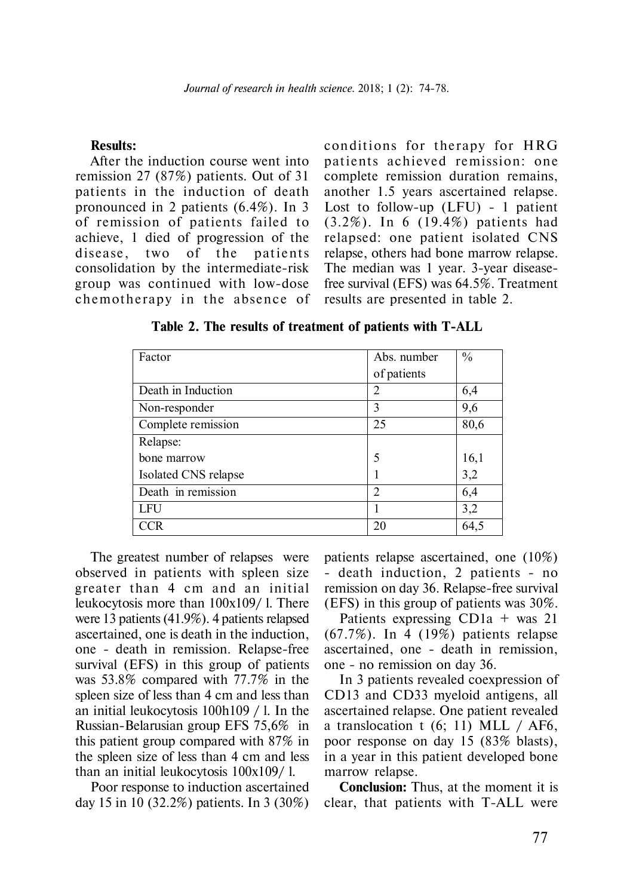**Results:**

After the induction course went into remission 27 (87%) patients. Out of 31 patients in the induction of death pronounced in 2 patients (6.4%). In 3 of remission of patients failed to achieve, 1 died of progression of the disease, two of the patients consolidation by the intermediate-risk group was continued with low-dose chemotherapy in the absence of conditions for therapy for HRG patients achieved remission: one complete remission duration remains, another 1.5 years ascertained relapse. Lost to follow-up (LFU) - 1 patient (3.2%). In 6 (19.4%) patients had relapsed: one patient isolated CNS relapse, others had bone marrow relapse. The median was 1 year. 3-year disease-free survival (EFS) was 64.5%. Treatment results are presented in table 2.

**Table 2. The results of treatment of patients with T-ALL**

| Factor | Abs. number of patients | % |
|---|---|---|
| Death in Induction | 2 | 6,4 |
| Non-responder | 3 | 9,6 |
| Complete remission | 25 | 80,6 |
| Relapse: | | |
| bone marrow | 5 | 16,1 |
| Isolated CNS relapse | 1 | 3,2 |
| Death in remission | 2 | 6,4 |
| LFU | 1 | 3,2 |
| CCR | 20 | 64,5 |

The greatest number of relapses were observed in patients with spleen size greater than 4 cm and an initial leukocytosis more than 100x109/ l. There were 13 patients (41.9%). 4 patients relapsed ascertained, one is death in the induction, one - death in remission. Relapse-free survival (EFS) in this group of patients was 53.8% compared with 77.7% in the spleen size of less than 4 cm and less than an initial leukocytosis 100h109 / l. In the Russian-Belarusian group EFS 75,6% in this patient group compared with 87% in the spleen size of less than 4 cm and less than an initial leukocytosis 100x109/ l.

Poor response to induction ascertained day 15 in 10 (32.2%) patients. In 3 (30%) patients relapse ascertained, one (10%) - death induction, 2 patients - no remission on day 36. Relapse-free survival (EFS) in this group of patients was 30%.

Patients expressing CD1a + was 21 (67.7%). In 4 (19%) patients relapse ascertained, one - death in remission, one - no remission on day 36.

In 3 patients revealed coexpression of CD13 and CD33 myeloid antigens, all ascertained relapse. One patient revealed a translocation t (6; 11) MLL / AF6, poor response on day 15 (83% blasts), in a year in this patient developed bone marrow relapse.

**Conclusion:** Thus, at the moment it is clear, that patients with T-ALL were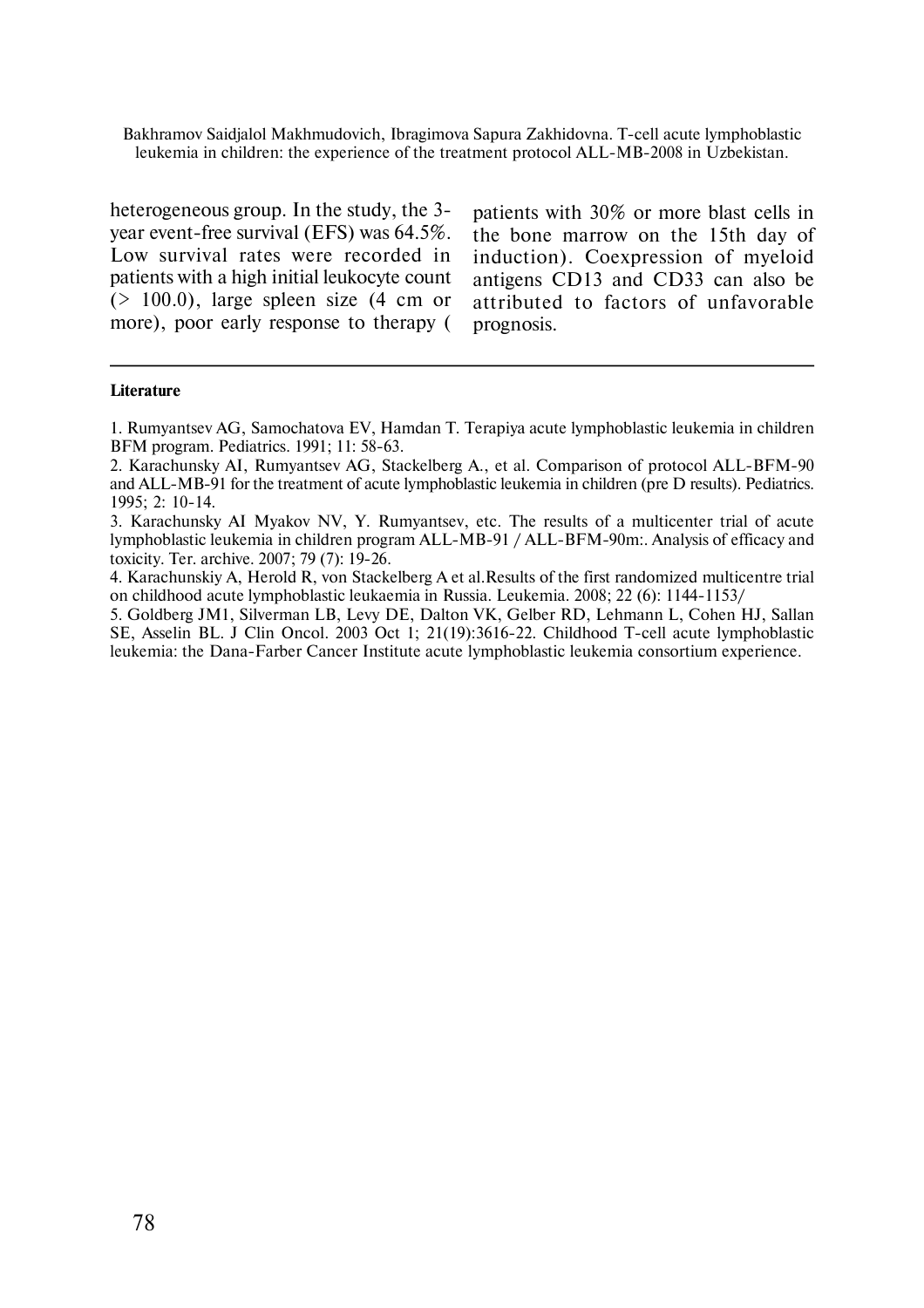heterogeneous group. In the study, the 3-year event-free survival (EFS) was 64.5%. Low survival rates were recorded in patients with a high initial leukocyte count (> 100.0), large spleen size (4 cm or more), poor early response to therapy ( patients with 30% or more blast cells in the bone marrow on the 15th day of induction). Coexpression of myeloid antigens CD13 and CD33 can also be attributed to factors of unfavorable prognosis.

---

**Literature**

1. Rumyantsev AG, Samochatova EV, Hamdan T. Terapiya acute lymphoblastic leukemia in children BFM program. Pediatrics. 1991; 11: 58-63.
2. Karachunsky AI, Rumyantsev AG, Stackelberg A., et al. Comparison of protocol ALL-BFM-90 and ALL-MB-91 for the treatment of acute lymphoblastic leukemia in children (pre D results). Pediatrics. 1995; 2: 10-14.
3. Karachunsky AI Myakov NV, Y. Rumyantsev, etc. The results of a multicenter trial of acute lymphoblastic leukemia in children program ALL-MB-91 / ALL-BFM-90m:. Analysis of efficacy and toxicity. Ter. archive. 2007; 79 (7): 19-26.
4. Karachunskiy A, Herold R, von Stackelberg A et al.Results of the first randomized multicentre trial on childhood acute lymphoblastic leukaemia in Russia. Leukemia. 2008; 22 (6): 1144-1153/
5. Goldberg JM1, Silverman LB, Levy DE, Dalton VK, Gelber RD, Lehmann L, Cohen HJ, Sallan SE, Asselin BL. J Clin Oncol. 2003 Oct 1; 21(19):3616-22. Childhood T-cell acute lymphoblastic leukemia: the Dana-Farber Cancer Institute acute lymphoblastic leukemia consortium experience.